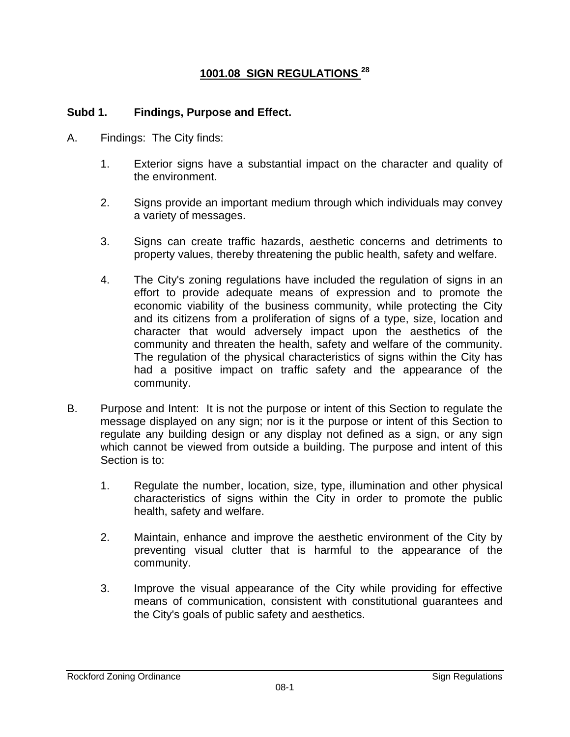# 1001.08 SIGN REGULATIONS [28]

**Subd 1. Findings, Purpose and Effect.**

A. Findings: The City finds:

1. Exterior signs have a substantial impact on the character and quality of the environment.

2. Signs provide an important medium through which individuals may convey a variety of messages.

3. Signs can create traffic hazards, aesthetic concerns and detriments to property values, thereby threatening the public health, safety and welfare.

4. The City's zoning regulations have included the regulation of signs in an effort to provide adequate means of expression and to promote the economic viability of the business community, while protecting the City and its citizens from a proliferation of signs of a type, size, location and character that would adversely impact upon the aesthetics of the community and threaten the health, safety and welfare of the community. The regulation of the physical characteristics of signs within the City has had a positive impact on traffic safety and the appearance of the community.

B. Purpose and Intent: It is not the purpose or intent of this Section to regulate the message displayed on any sign; nor is it the purpose or intent of this Section to regulate any building design or any display not defined as a sign, or any sign which cannot be viewed from outside a building. The purpose and intent of this Section is to:

1. Regulate the number, location, size, type, illumination and other physical characteristics of signs within the City in order to promote the public health, safety and welfare.

2. Maintain, enhance and improve the aesthetic environment of the City by preventing visual clutter that is harmful to the appearance of the community.

3. Improve the visual appearance of the City while providing for effective means of communication, consistent with constitutional guarantees and the City's goals of public safety and aesthetics.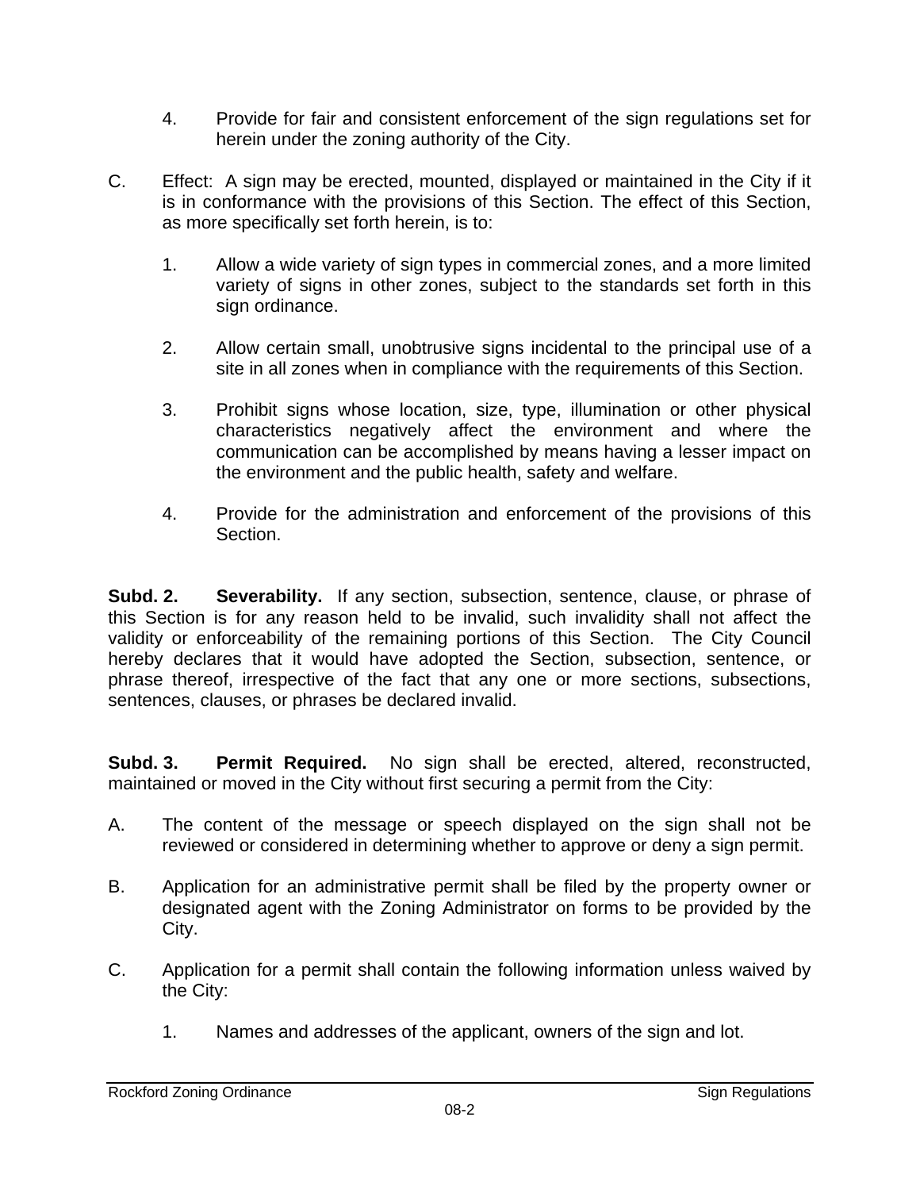4. Provide for fair and consistent enforcement of the sign regulations set for herein under the zoning authority of the City.

C. Effect: A sign may be erected, mounted, displayed or maintained in the City if it is in conformance with the provisions of this Section. The effect of this Section, as more specifically set forth herein, is to:

1. Allow a wide variety of sign types in commercial zones, and a more limited variety of signs in other zones, subject to the standards set forth in this sign ordinance.

2. Allow certain small, unobtrusive signs incidental to the principal use of a site in all zones when in compliance with the requirements of this Section.

3. Prohibit signs whose location, size, type, illumination or other physical characteristics negatively affect the environment and where the communication can be accomplished by means having a lesser impact on the environment and the public health, safety and welfare.

4. Provide for the administration and enforcement of the provisions of this Section.

**Subd. 2. Severability.** If any section, subsection, sentence, clause, or phrase of this Section is for any reason held to be invalid, such invalidity shall not affect the validity or enforceability of the remaining portions of this Section. The City Council hereby declares that it would have adopted the Section, subsection, sentence, or phrase thereof, irrespective of the fact that any one or more sections, subsections, sentences, clauses, or phrases be declared invalid.

**Subd. 3. Permit Required.** No sign shall be erected, altered, reconstructed, maintained or moved in the City without first securing a permit from the City:

A. The content of the message or speech displayed on the sign shall not be reviewed or considered in determining whether to approve or deny a sign permit.

B. Application for an administrative permit shall be filed by the property owner or designated agent with the Zoning Administrator on forms to be provided by the City.

C. Application for a permit shall contain the following information unless waived by the City:

1. Names and addresses of the applicant, owners of the sign and lot.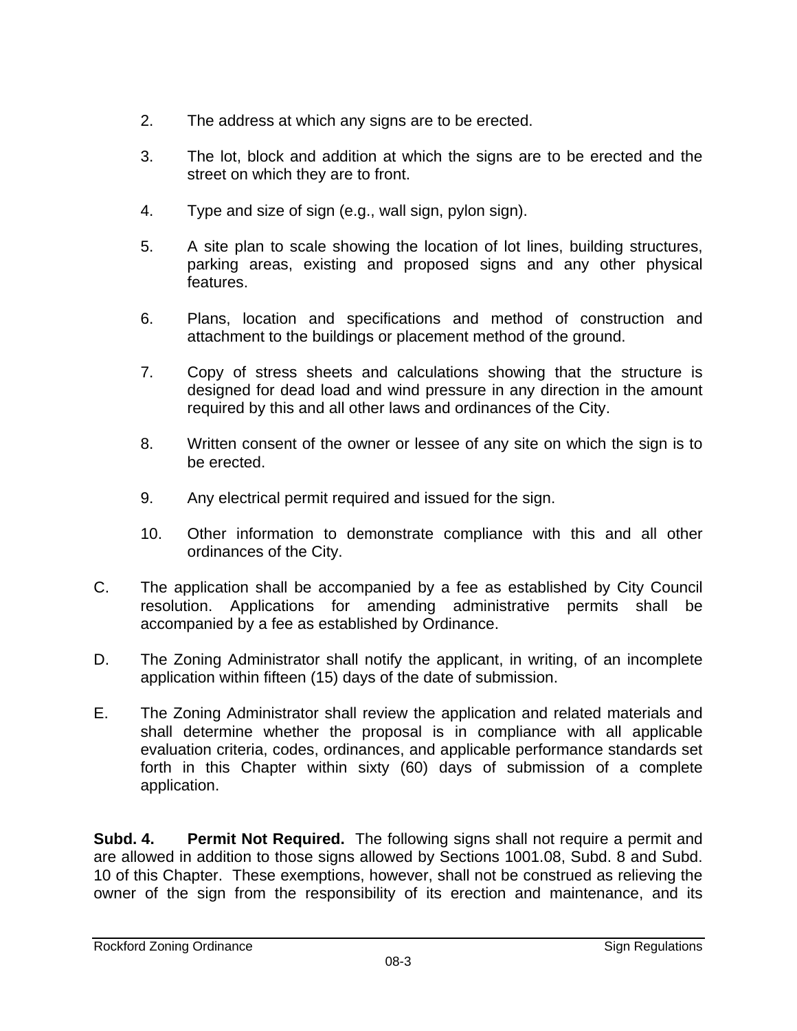2. The address at which any signs are to be erected.

3. The lot, block and addition at which the signs are to be erected and the street on which they are to front.

4. Type and size of sign (e.g., wall sign, pylon sign).

5. A site plan to scale showing the location of lot lines, building structures, parking areas, existing and proposed signs and any other physical features.

6. Plans, location and specifications and method of construction and attachment to the buildings or placement method of the ground.

7. Copy of stress sheets and calculations showing that the structure is designed for dead load and wind pressure in any direction in the amount required by this and all other laws and ordinances of the City.

8. Written consent of the owner or lessee of any site on which the sign is to be erected.

9. Any electrical permit required and issued for the sign.

10. Other information to demonstrate compliance with this and all other ordinances of the City.

C. The application shall be accompanied by a fee as established by City Council resolution. Applications for amending administrative permits shall be accompanied by a fee as established by Ordinance.

D. The Zoning Administrator shall notify the applicant, in writing, of an incomplete application within fifteen (15) days of the date of submission.

E. The Zoning Administrator shall review the application and related materials and shall determine whether the proposal is in compliance with all applicable evaluation criteria, codes, ordinances, and applicable performance standards set forth in this Chapter within sixty (60) days of submission of a complete application.

**Subd. 4. Permit Not Required.** The following signs shall not require a permit and are allowed in addition to those signs allowed by Sections 1001.08, Subd. 8 and Subd. 10 of this Chapter. These exemptions, however, shall not be construed as relieving the owner of the sign from the responsibility of its erection and maintenance, and its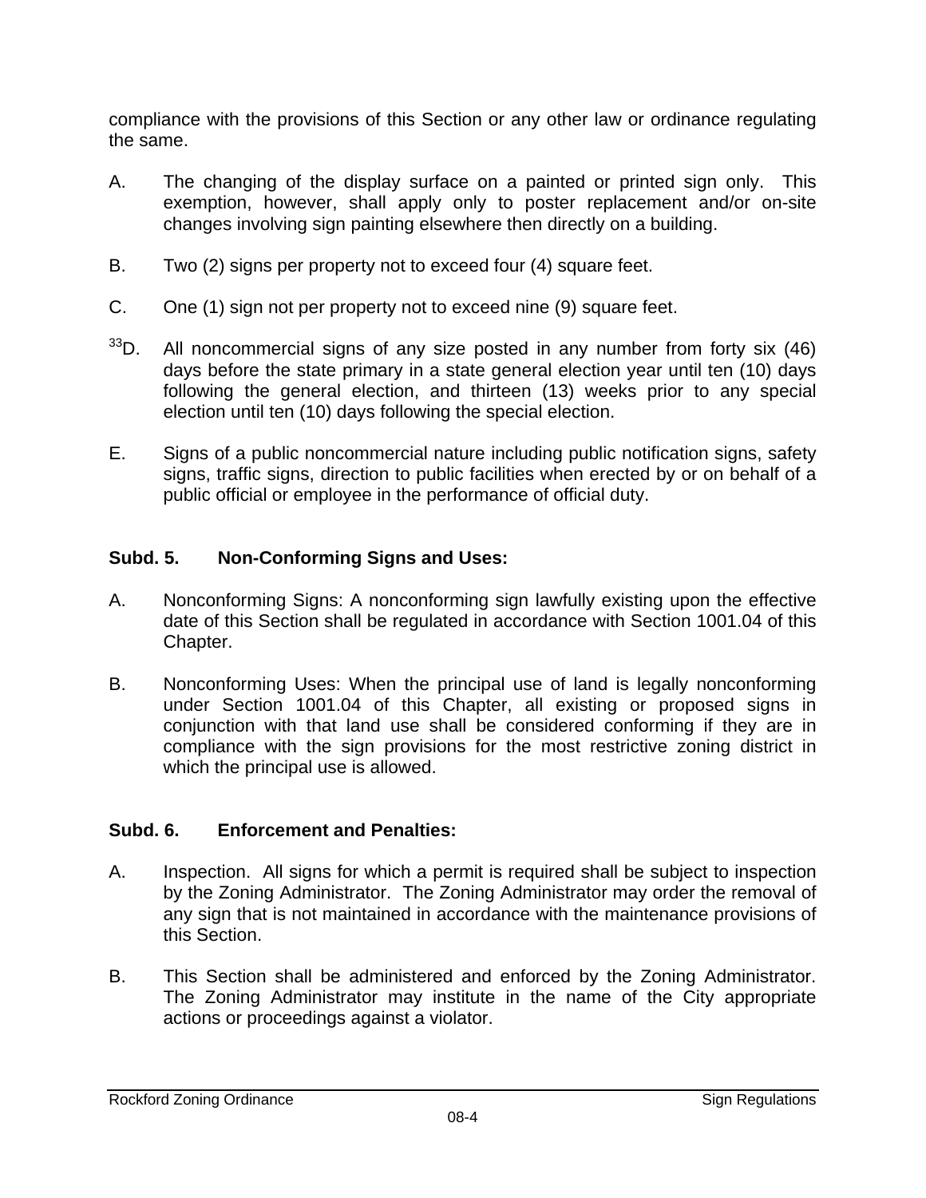compliance with the provisions of this Section or any other law or ordinance regulating the same.

A. The changing of the display surface on a painted or printed sign only. This exemption, however, shall apply only to poster replacement and/or on-site changes involving sign painting elsewhere then directly on a building.

B. Two (2) signs per property not to exceed four (4) square feet.

C. One (1) sign not per property not to exceed nine (9) square feet.

[33]D. All noncommercial signs of any size posted in any number from forty six (46) days before the state primary in a state general election year until ten (10) days following the general election, and thirteen (13) weeks prior to any special election until ten (10) days following the special election.

E. Signs of a public noncommercial nature including public notification signs, safety signs, traffic signs, direction to public facilities when erected by or on behalf of a public official or employee in the performance of official duty.

**Subd. 5. Non-Conforming Signs and Uses:**

A. Nonconforming Signs: A nonconforming sign lawfully existing upon the effective date of this Section shall be regulated in accordance with Section 1001.04 of this Chapter.

B. Nonconforming Uses: When the principal use of land is legally nonconforming under Section 1001.04 of this Chapter, all existing or proposed signs in conjunction with that land use shall be considered conforming if they are in compliance with the sign provisions for the most restrictive zoning district in which the principal use is allowed.

**Subd. 6. Enforcement and Penalties:**

A. Inspection. All signs for which a permit is required shall be subject to inspection by the Zoning Administrator. The Zoning Administrator may order the removal of any sign that is not maintained in accordance with the maintenance provisions of this Section.

B. This Section shall be administered and enforced by the Zoning Administrator. The Zoning Administrator may institute in the name of the City appropriate actions or proceedings against a violator.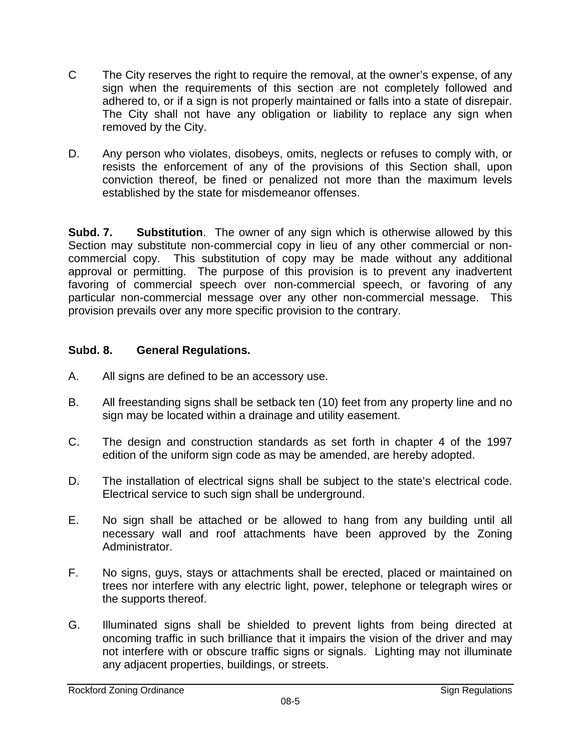C The City reserves the right to require the removal, at the owner's expense, of any sign when the requirements of this section are not completely followed and adhered to, or if a sign is not properly maintained or falls into a state of disrepair. The City shall not have any obligation or liability to replace any sign when removed by the City.

D. Any person who violates, disobeys, omits, neglects or refuses to comply with, or resists the enforcement of any of the provisions of this Section shall, upon conviction thereof, be fined or penalized not more than the maximum levels established by the state for misdemeanor offenses.

**Subd. 7. Substitution**. The owner of any sign which is otherwise allowed by this Section may substitute non-commercial copy in lieu of any other commercial or non-commercial copy. This substitution of copy may be made without any additional approval or permitting. The purpose of this provision is to prevent any inadvertent favoring of commercial speech over non-commercial speech, or favoring of any particular non-commercial message over any other non-commercial message. This provision prevails over any more specific provision to the contrary.

**Subd. 8. General Regulations.**

A. All signs are defined to be an accessory use.

B. All freestanding signs shall be setback ten (10) feet from any property line and no sign may be located within a drainage and utility easement.

C. The design and construction standards as set forth in chapter 4 of the 1997 edition of the uniform sign code as may be amended, are hereby adopted.

D. The installation of electrical signs shall be subject to the state's electrical code. Electrical service to such sign shall be underground.

E. No sign shall be attached or be allowed to hang from any building until all necessary wall and roof attachments have been approved by the Zoning Administrator.

F. No signs, guys, stays or attachments shall be erected, placed or maintained on trees nor interfere with any electric light, power, telephone or telegraph wires or the supports thereof.

G. Illuminated signs shall be shielded to prevent lights from being directed at oncoming traffic in such brilliance that it impairs the vision of the driver and may not interfere with or obscure traffic signs or signals. Lighting may not illuminate any adjacent properties, buildings, or streets.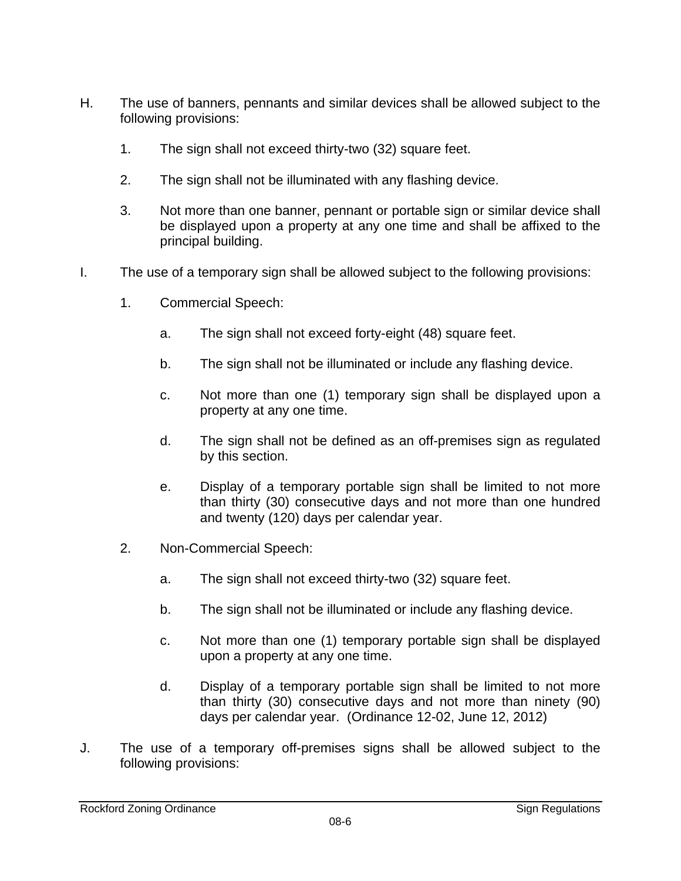H. The use of banners, pennants and similar devices shall be allowed subject to the following provisions:

   1. The sign shall not exceed thirty-two (32) square feet.

   2. The sign shall not be illuminated with any flashing device.

   3. Not more than one banner, pennant or portable sign or similar device shall be displayed upon a property at any one time and shall be affixed to the principal building.

I. The use of a temporary sign shall be allowed subject to the following provisions:

   1. Commercial Speech:

      a. The sign shall not exceed forty-eight (48) square feet.

      b. The sign shall not be illuminated or include any flashing device.

      c. Not more than one (1) temporary sign shall be displayed upon a property at any one time.

      d. The sign shall not be defined as an off-premises sign as regulated by this section.

      e. Display of a temporary portable sign shall be limited to not more than thirty (30) consecutive days and not more than one hundred and twenty (120) days per calendar year.

   2. Non-Commercial Speech:

      a. The sign shall not exceed thirty-two (32) square feet.

      b. The sign shall not be illuminated or include any flashing device.

      c. Not more than one (1) temporary portable sign shall be displayed upon a property at any one time.

      d. Display of a temporary portable sign shall be limited to not more than thirty (30) consecutive days and not more than ninety (90) days per calendar year. (Ordinance 12-02, June 12, 2012)

J. The use of a temporary off-premises signs shall be allowed subject to the following provisions: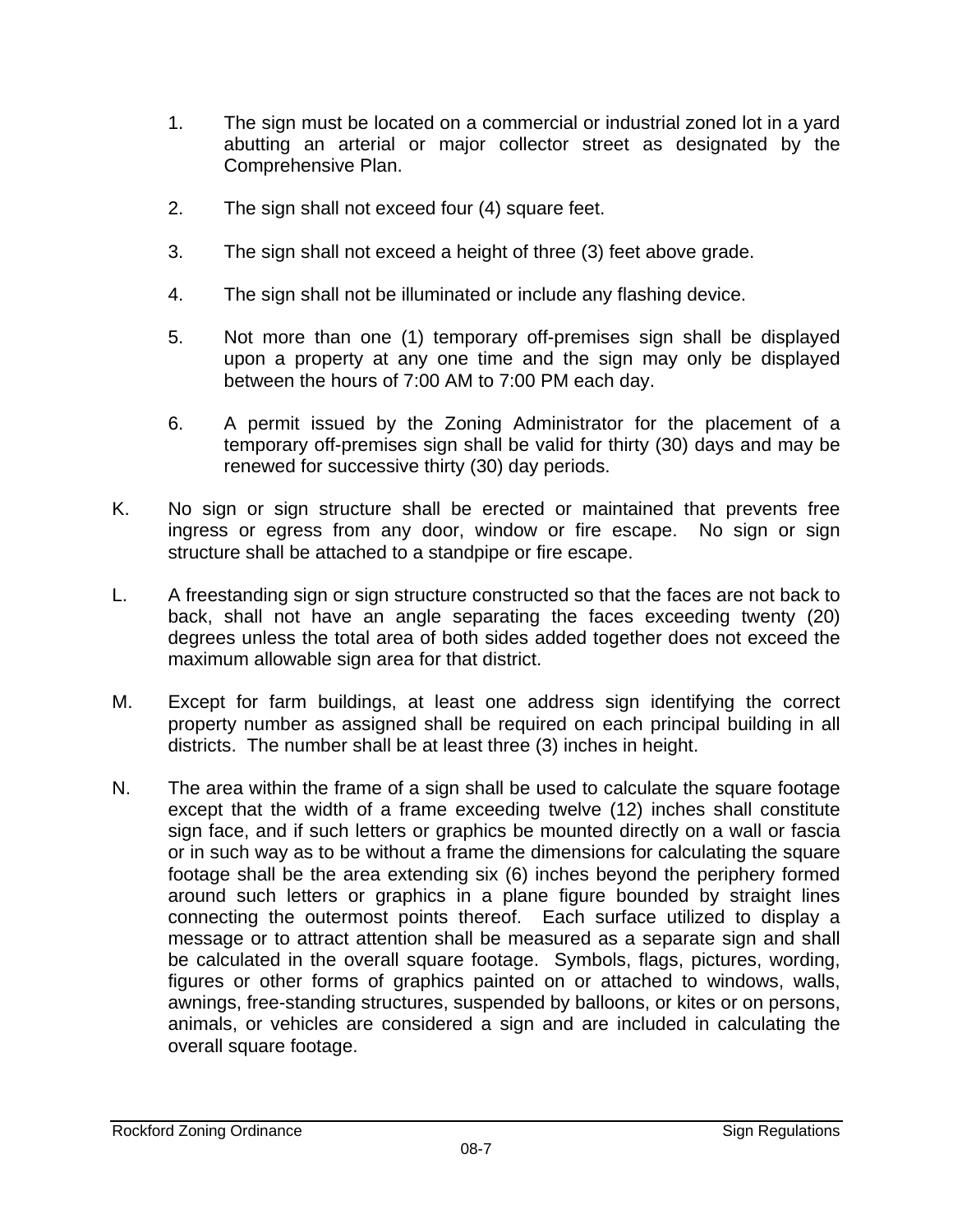1. The sign must be located on a commercial or industrial zoned lot in a yard abutting an arterial or major collector street as designated by the Comprehensive Plan.

2. The sign shall not exceed four (4) square feet.

3. The sign shall not exceed a height of three (3) feet above grade.

4. The sign shall not be illuminated or include any flashing device.

5. Not more than one (1) temporary off-premises sign shall be displayed upon a property at any one time and the sign may only be displayed between the hours of 7:00 AM to 7:00 PM each day.

6. A permit issued by the Zoning Administrator for the placement of a temporary off-premises sign shall be valid for thirty (30) days and may be renewed for successive thirty (30) day periods.

K. No sign or sign structure shall be erected or maintained that prevents free ingress or egress from any door, window or fire escape. No sign or sign structure shall be attached to a standpipe or fire escape.

L. A freestanding sign or sign structure constructed so that the faces are not back to back, shall not have an angle separating the faces exceeding twenty (20) degrees unless the total area of both sides added together does not exceed the maximum allowable sign area for that district.

M. Except for farm buildings, at least one address sign identifying the correct property number as assigned shall be required on each principal building in all districts. The number shall be at least three (3) inches in height.

N. The area within the frame of a sign shall be used to calculate the square footage except that the width of a frame exceeding twelve (12) inches shall constitute sign face, and if such letters or graphics be mounted directly on a wall or fascia or in such way as to be without a frame the dimensions for calculating the square footage shall be the area extending six (6) inches beyond the periphery formed around such letters or graphics in a plane figure bounded by straight lines connecting the outermost points thereof. Each surface utilized to display a message or to attract attention shall be measured as a separate sign and shall be calculated in the overall square footage. Symbols, flags, pictures, wording, figures or other forms of graphics painted on or attached to windows, walls, awnings, free-standing structures, suspended by balloons, or kites or on persons, animals, or vehicles are considered a sign and are included in calculating the overall square footage.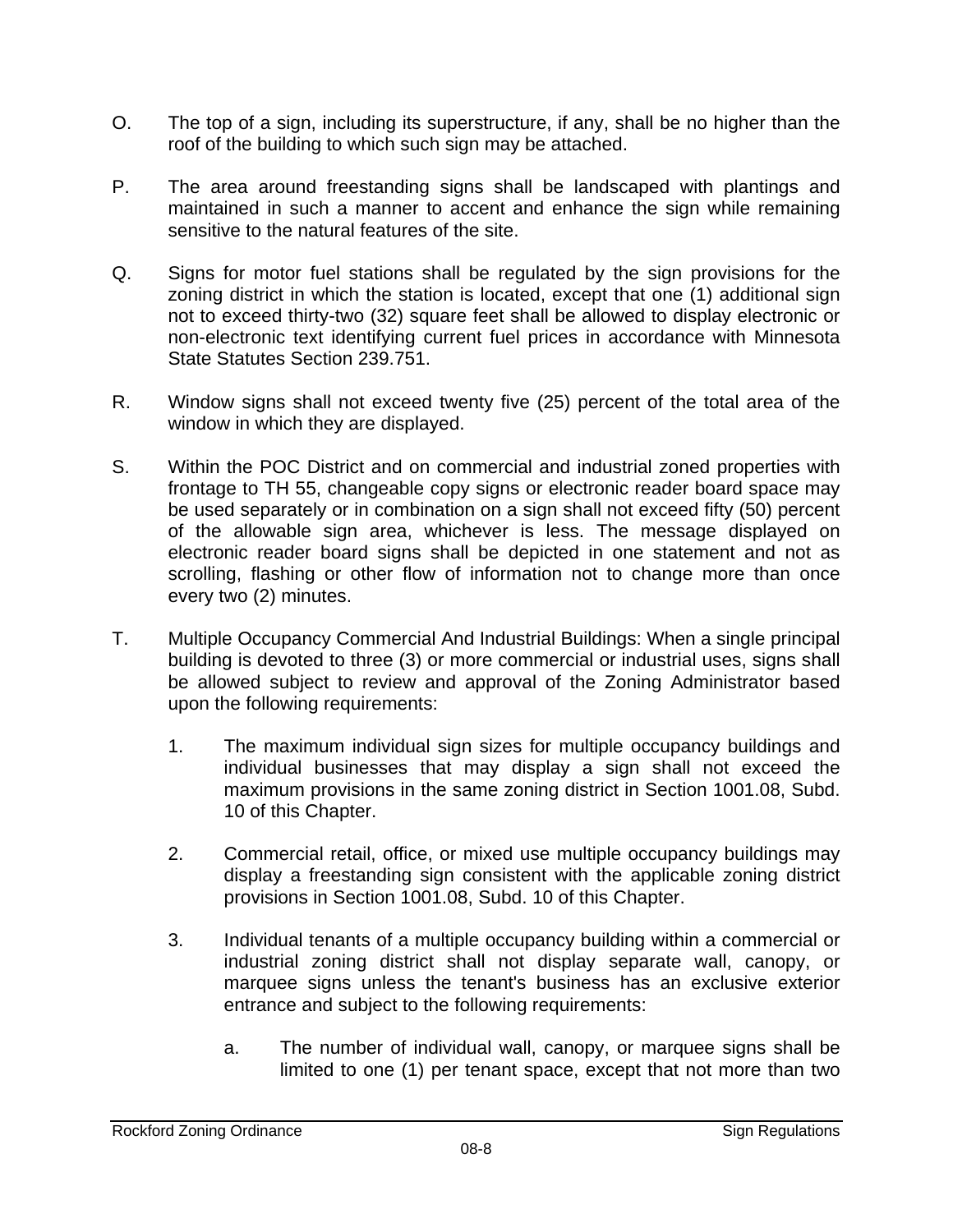O. The top of a sign, including its superstructure, if any, shall be no higher than the roof of the building to which such sign may be attached.

P. The area around freestanding signs shall be landscaped with plantings and maintained in such a manner to accent and enhance the sign while remaining sensitive to the natural features of the site.

Q. Signs for motor fuel stations shall be regulated by the sign provisions for the zoning district in which the station is located, except that one (1) additional sign not to exceed thirty-two (32) square feet shall be allowed to display electronic or non-electronic text identifying current fuel prices in accordance with Minnesota State Statutes Section 239.751.

R. Window signs shall not exceed twenty five (25) percent of the total area of the window in which they are displayed.

S. Within the POC District and on commercial and industrial zoned properties with frontage to TH 55, changeable copy signs or electronic reader board space may be used separately or in combination on a sign shall not exceed fifty (50) percent of the allowable sign area, whichever is less. The message displayed on electronic reader board signs shall be depicted in one statement and not as scrolling, flashing or other flow of information not to change more than once every two (2) minutes.

T. Multiple Occupancy Commercial And Industrial Buildings: When a single principal building is devoted to three (3) or more commercial or industrial uses, signs shall be allowed subject to review and approval of the Zoning Administrator based upon the following requirements:

   1. The maximum individual sign sizes for multiple occupancy buildings and individual businesses that may display a sign shall not exceed the maximum provisions in the same zoning district in Section 1001.08, Subd. 10 of this Chapter.

   2. Commercial retail, office, or mixed use multiple occupancy buildings may display a freestanding sign consistent with the applicable zoning district provisions in Section 1001.08, Subd. 10 of this Chapter.

   3. Individual tenants of a multiple occupancy building within a commercial or industrial zoning district shall not display separate wall, canopy, or marquee signs unless the tenant's business has an exclusive exterior entrance and subject to the following requirements:

      a. The number of individual wall, canopy, or marquee signs shall be limited to one (1) per tenant space, except that not more than two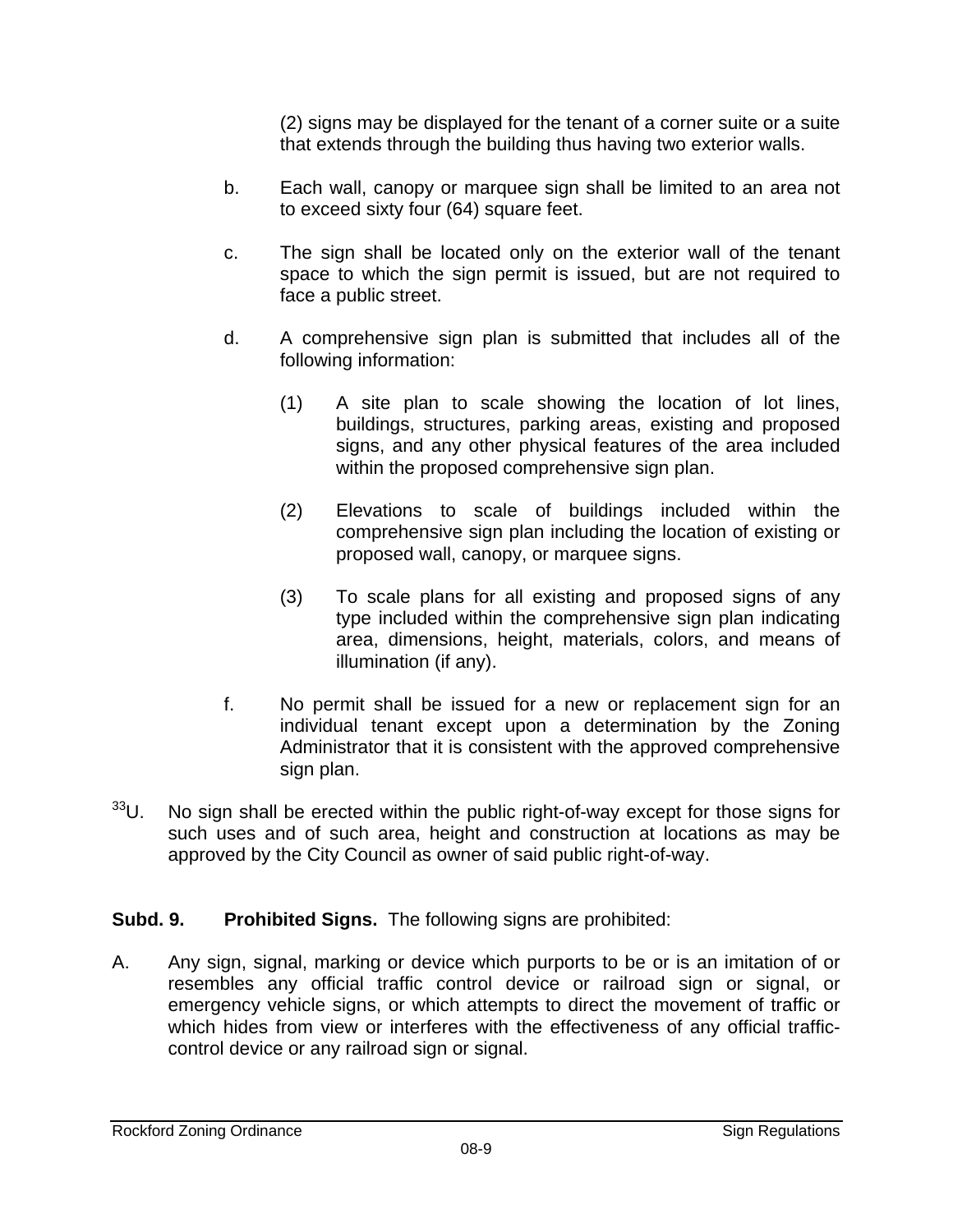(2) signs may be displayed for the tenant of a corner suite or a suite that extends through the building thus having two exterior walls.

b. Each wall, canopy or marquee sign shall be limited to an area not to exceed sixty four (64) square feet.

c. The sign shall be located only on the exterior wall of the tenant space to which the sign permit is issued, but are not required to face a public street.

d. A comprehensive sign plan is submitted that includes all of the following information:

(1) A site plan to scale showing the location of lot lines, buildings, structures, parking areas, existing and proposed signs, and any other physical features of the area included within the proposed comprehensive sign plan.

(2) Elevations to scale of buildings included within the comprehensive sign plan including the location of existing or proposed wall, canopy, or marquee signs.

(3) To scale plans for all existing and proposed signs of any type included within the comprehensive sign plan indicating area, dimensions, height, materials, colors, and means of illumination (if any).

f. No permit shall be issued for a new or replacement sign for an individual tenant except upon a determination by the Zoning Administrator that it is consistent with the approved comprehensive sign plan.

[33]U. No sign shall be erected within the public right-of-way except for those signs for such uses and of such area, height and construction at locations as may be approved by the City Council as owner of said public right-of-way.

**Subd. 9. Prohibited Signs.** The following signs are prohibited:

A. Any sign, signal, marking or device which purports to be or is an imitation of or resembles any official traffic control device or railroad sign or signal, or emergency vehicle signs, or which attempts to direct the movement of traffic or which hides from view or interferes with the effectiveness of any official traffic-control device or any railroad sign or signal.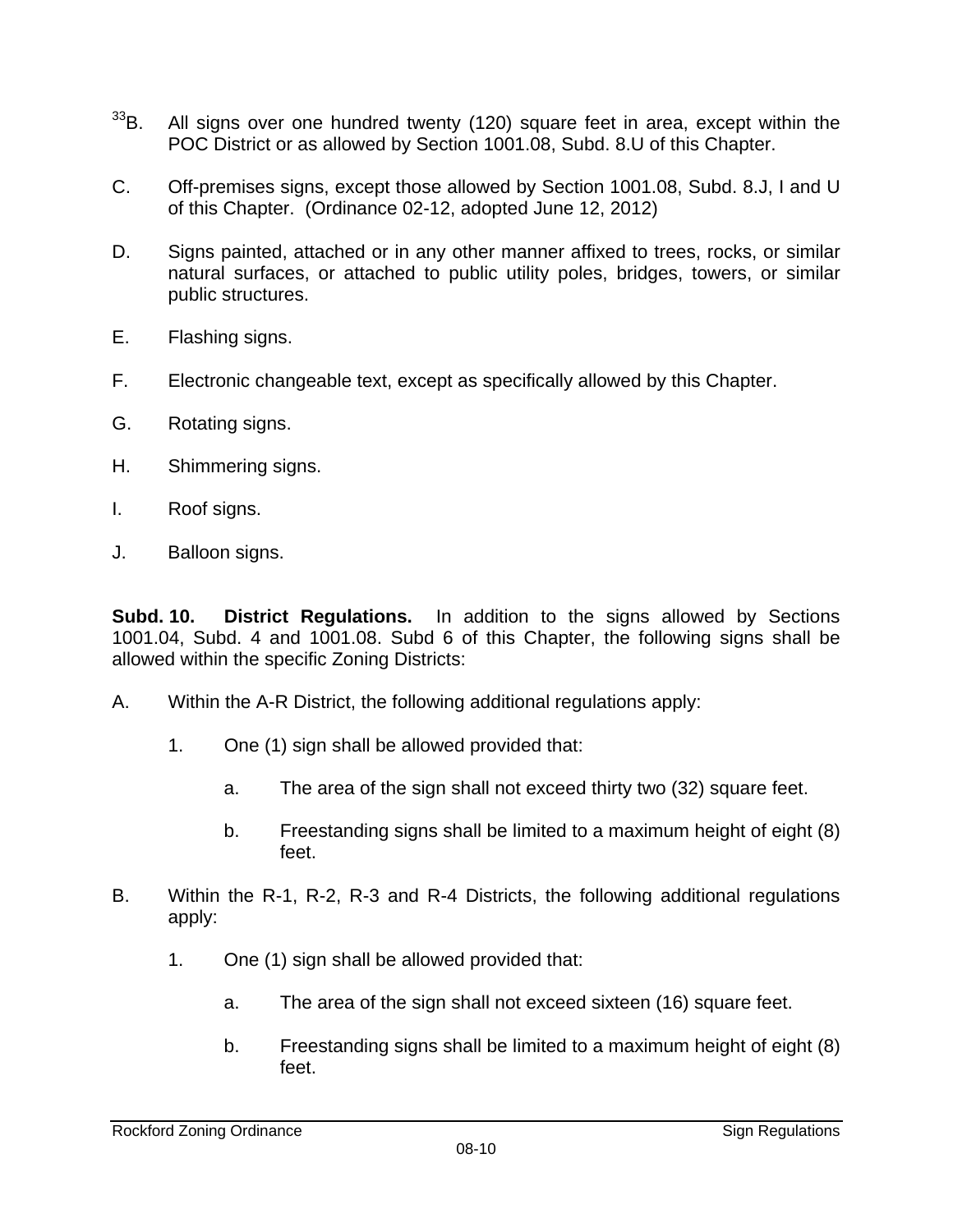[33]B. All signs over one hundred twenty (120) square feet in area, except within the POC District or as allowed by Section 1001.08, Subd. 8.U of this Chapter.

C. Off-premises signs, except those allowed by Section 1001.08, Subd. 8.J, I and U of this Chapter. (Ordinance 02-12, adopted June 12, 2012)

D. Signs painted, attached or in any other manner affixed to trees, rocks, or similar natural surfaces, or attached to public utility poles, bridges, towers, or similar public structures.

E. Flashing signs.

F. Electronic changeable text, except as specifically allowed by this Chapter.

G. Rotating signs.

H. Shimmering signs.

I. Roof signs.

J. Balloon signs.

**Subd. 10. District Regulations.** In addition to the signs allowed by Sections 1001.04, Subd. 4 and 1001.08. Subd 6 of this Chapter, the following signs shall be allowed within the specific Zoning Districts:

A. Within the A-R District, the following additional regulations apply:

   1. One (1) sign shall be allowed provided that:

      a. The area of the sign shall not exceed thirty two (32) square feet.

      b. Freestanding signs shall be limited to a maximum height of eight (8) feet.

B. Within the R-1, R-2, R-3 and R-4 Districts, the following additional regulations apply:

   1. One (1) sign shall be allowed provided that:

      a. The area of the sign shall not exceed sixteen (16) square feet.

      b. Freestanding signs shall be limited to a maximum height of eight (8) feet.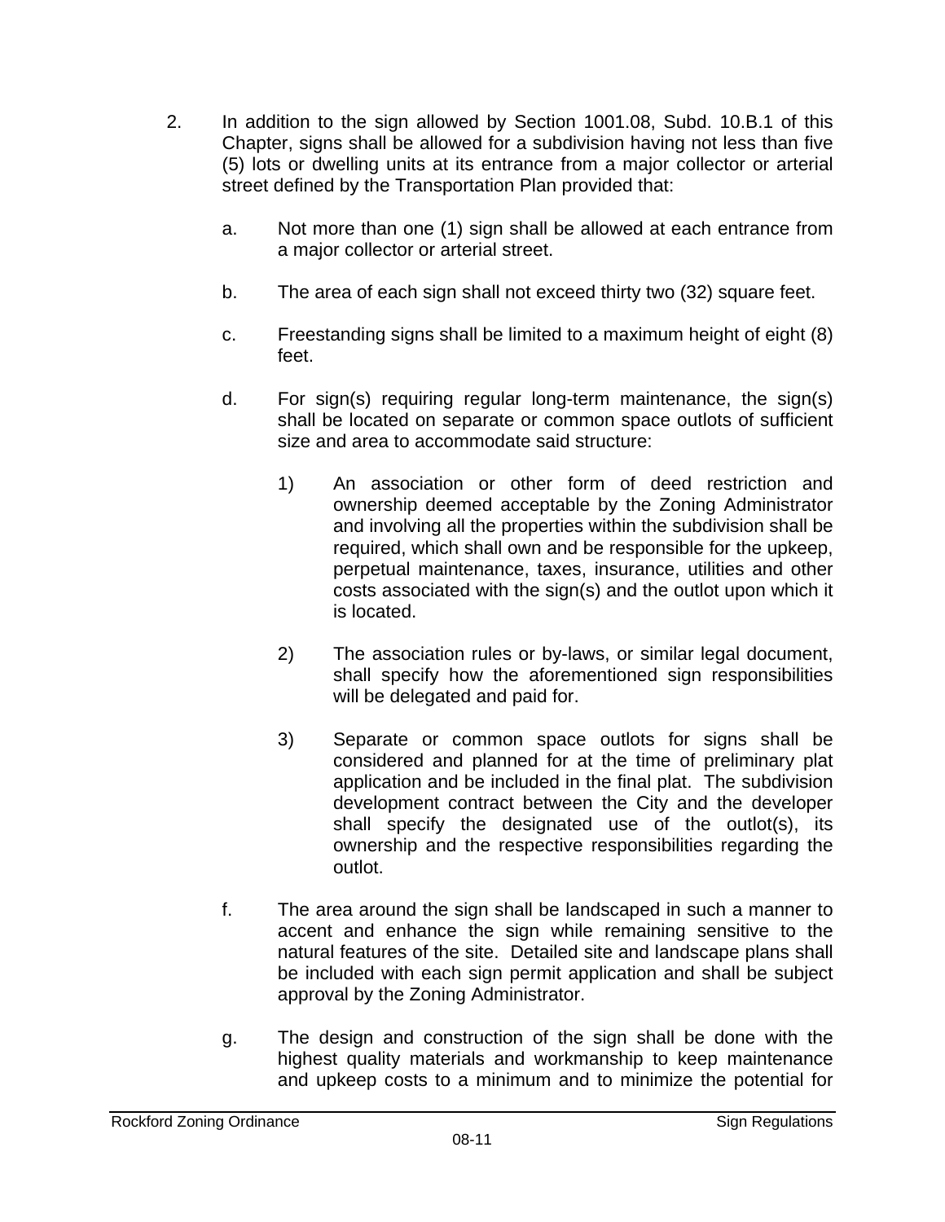2. In addition to the sign allowed by Section 1001.08, Subd. 10.B.1 of this Chapter, signs shall be allowed for a subdivision having not less than five (5) lots or dwelling units at its entrance from a major collector or arterial street defined by the Transportation Plan provided that:

   a. Not more than one (1) sign shall be allowed at each entrance from a major collector or arterial street.

   b. The area of each sign shall not exceed thirty two (32) square feet.

   c. Freestanding signs shall be limited to a maximum height of eight (8) feet.

   d. For sign(s) requiring regular long-term maintenance, the sign(s) shall be located on separate or common space outlots of sufficient size and area to accommodate said structure:

      1) An association or other form of deed restriction and ownership deemed acceptable by the Zoning Administrator and involving all the properties within the subdivision shall be required, which shall own and be responsible for the upkeep, perpetual maintenance, taxes, insurance, utilities and other costs associated with the sign(s) and the outlot upon which it is located.

      2) The association rules or by-laws, or similar legal document, shall specify how the aforementioned sign responsibilities will be delegated and paid for.

      3) Separate or common space outlots for signs shall be considered and planned for at the time of preliminary plat application and be included in the final plat. The subdivision development contract between the City and the developer shall specify the designated use of the outlot(s), its ownership and the respective responsibilities regarding the outlot.

   f. The area around the sign shall be landscaped in such a manner to accent and enhance the sign while remaining sensitive to the natural features of the site. Detailed site and landscape plans shall be included with each sign permit application and shall be subject approval by the Zoning Administrator.

   g. The design and construction of the sign shall be done with the highest quality materials and workmanship to keep maintenance and upkeep costs to a minimum and to minimize the potential for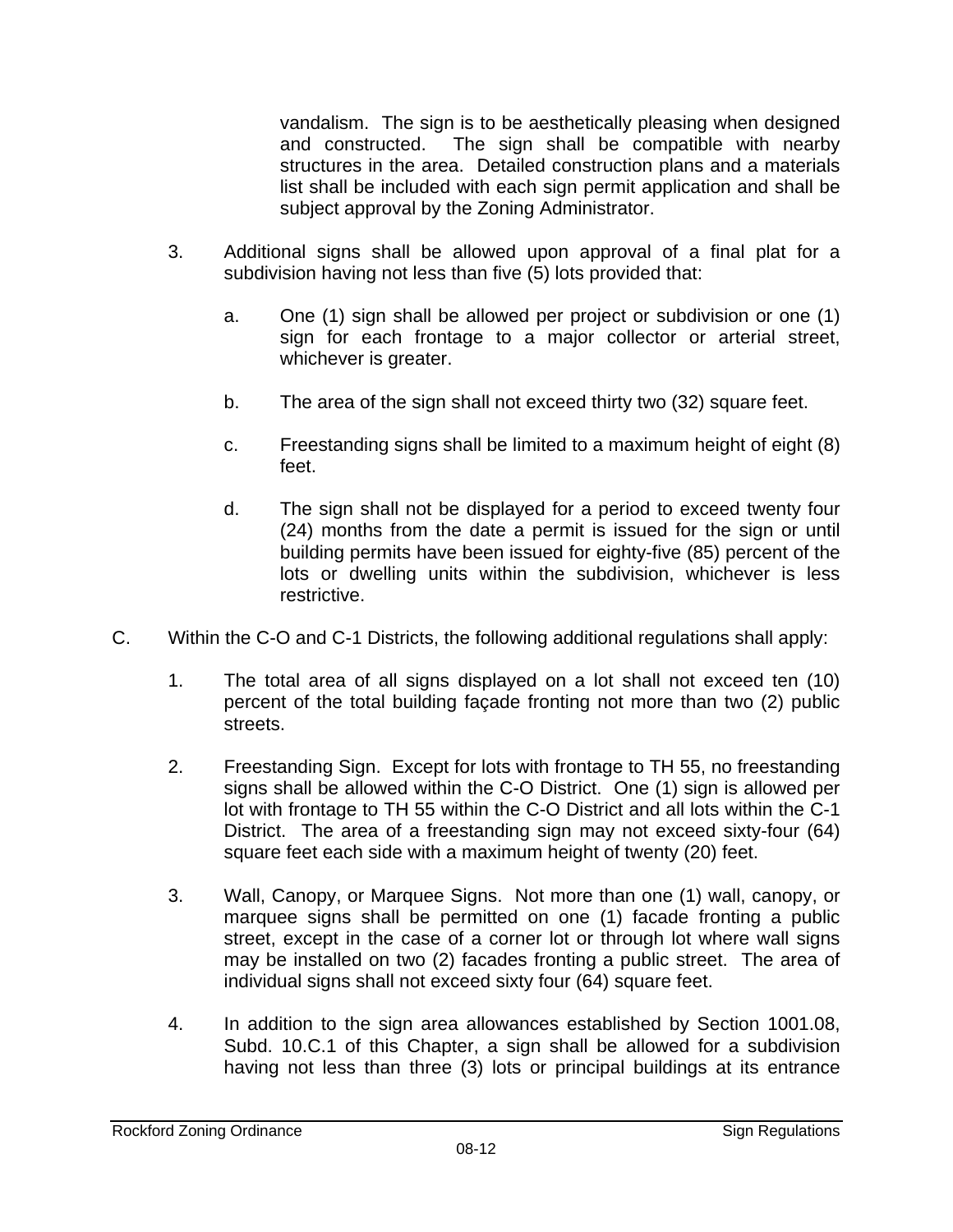vandalism. The sign is to be aesthetically pleasing when designed and constructed. The sign shall be compatible with nearby structures in the area. Detailed construction plans and a materials list shall be included with each sign permit application and shall be subject approval by the Zoning Administrator.

3. Additional signs shall be allowed upon approval of a final plat for a subdivision having not less than five (5) lots provided that:

    a. One (1) sign shall be allowed per project or subdivision or one (1) sign for each frontage to a major collector or arterial street, whichever is greater.

    b. The area of the sign shall not exceed thirty two (32) square feet.

    c. Freestanding signs shall be limited to a maximum height of eight (8) feet.

    d. The sign shall not be displayed for a period to exceed twenty four (24) months from the date a permit is issued for the sign or until building permits have been issued for eighty-five (85) percent of the lots or dwelling units within the subdivision, whichever is less restrictive.

C. Within the C-O and C-1 Districts, the following additional regulations shall apply:

1. The total area of all signs displayed on a lot shall not exceed ten (10) percent of the total building façade fronting not more than two (2) public streets.

2. Freestanding Sign. Except for lots with frontage to TH 55, no freestanding signs shall be allowed within the C-O District. One (1) sign is allowed per lot with frontage to TH 55 within the C-O District and all lots within the C-1 District. The area of a freestanding sign may not exceed sixty-four (64) square feet each side with a maximum height of twenty (20) feet.

3. Wall, Canopy, or Marquee Signs. Not more than one (1) wall, canopy, or marquee signs shall be permitted on one (1) facade fronting a public street, except in the case of a corner lot or through lot where wall signs may be installed on two (2) facades fronting a public street. The area of individual signs shall not exceed sixty four (64) square feet.

4. In addition to the sign area allowances established by Section 1001.08, Subd. 10.C.1 of this Chapter, a sign shall be allowed for a subdivision having not less than three (3) lots or principal buildings at its entrance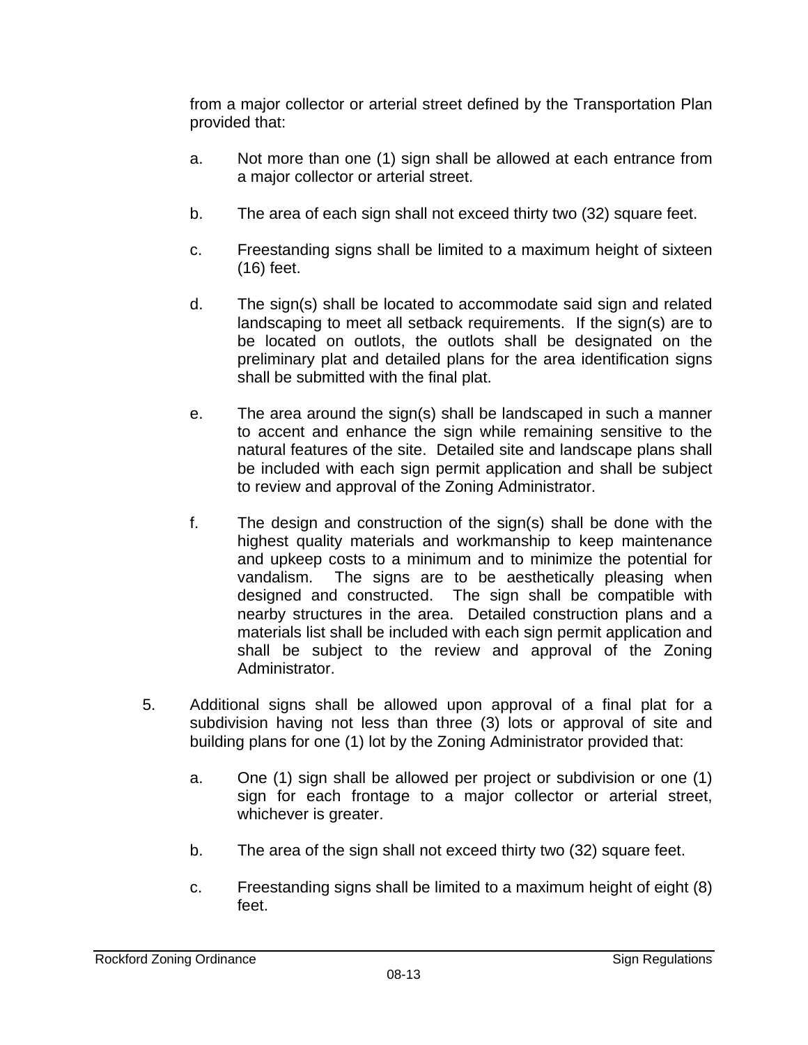from a major collector or arterial street defined by the Transportation Plan provided that:

a. Not more than one (1) sign shall be allowed at each entrance from a major collector or arterial street.

b. The area of each sign shall not exceed thirty two (32) square feet.

c. Freestanding signs shall be limited to a maximum height of sixteen (16) feet.

d. The sign(s) shall be located to accommodate said sign and related landscaping to meet all setback requirements. If the sign(s) are to be located on outlots, the outlots shall be designated on the preliminary plat and detailed plans for the area identification signs shall be submitted with the final plat.

e. The area around the sign(s) shall be landscaped in such a manner to accent and enhance the sign while remaining sensitive to the natural features of the site. Detailed site and landscape plans shall be included with each sign permit application and shall be subject to review and approval of the Zoning Administrator.

f. The design and construction of the sign(s) shall be done with the highest quality materials and workmanship to keep maintenance and upkeep costs to a minimum and to minimize the potential for vandalism. The signs are to be aesthetically pleasing when designed and constructed. The sign shall be compatible with nearby structures in the area. Detailed construction plans and a materials list shall be included with each sign permit application and shall be subject to the review and approval of the Zoning Administrator.

5. Additional signs shall be allowed upon approval of a final plat for a subdivision having not less than three (3) lots or approval of site and building plans for one (1) lot by the Zoning Administrator provided that:

   a. One (1) sign shall be allowed per project or subdivision or one (1) sign for each frontage to a major collector or arterial street, whichever is greater.

   b. The area of the sign shall not exceed thirty two (32) square feet.

   c. Freestanding signs shall be limited to a maximum height of eight (8) feet.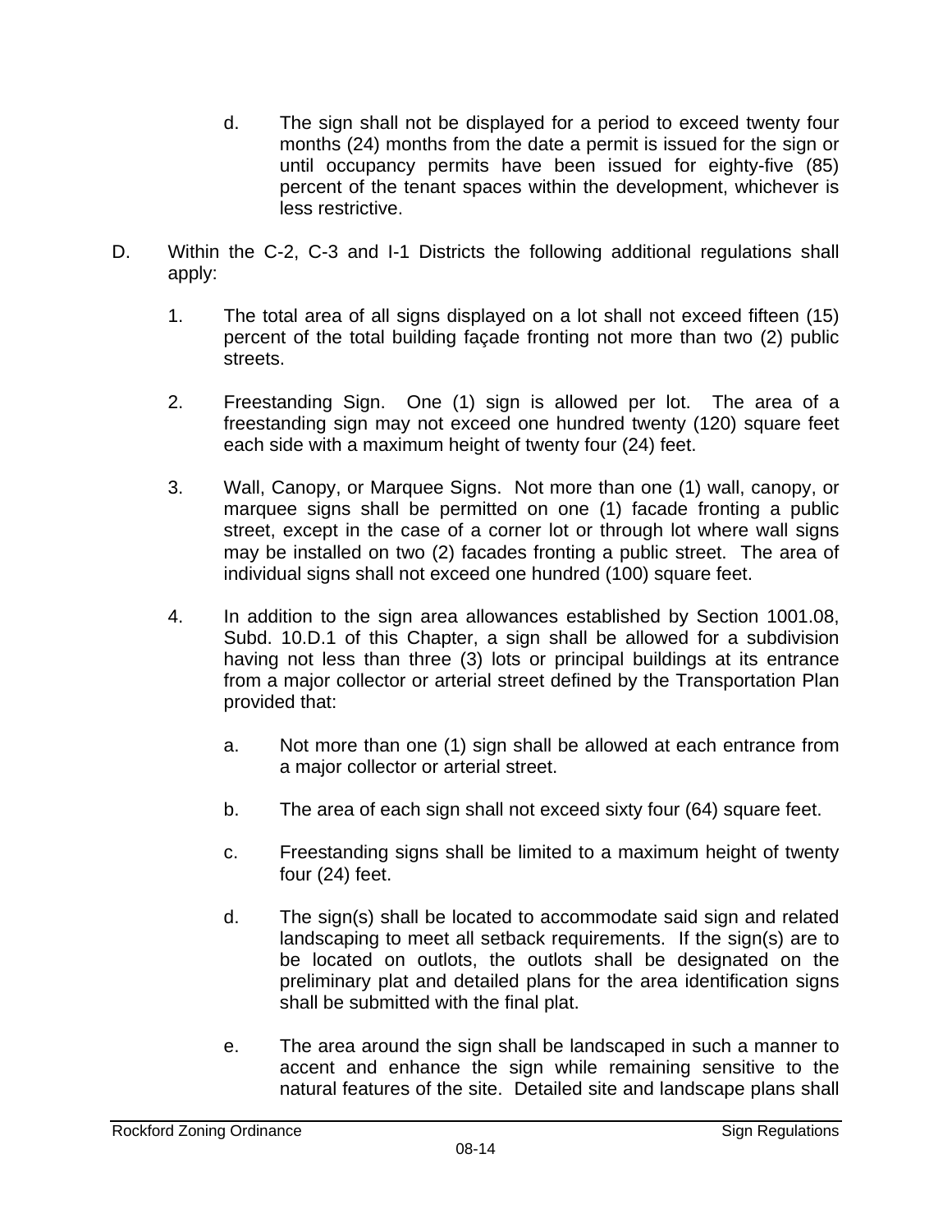d. The sign shall not be displayed for a period to exceed twenty four months (24) months from the date a permit is issued for the sign or until occupancy permits have been issued for eighty-five (85) percent of the tenant spaces within the development, whichever is less restrictive.

D. Within the C-2, C-3 and I-1 Districts the following additional regulations shall apply:

1. The total area of all signs displayed on a lot shall not exceed fifteen (15) percent of the total building façade fronting not more than two (2) public streets.

2. Freestanding Sign. One (1) sign is allowed per lot. The area of a freestanding sign may not exceed one hundred twenty (120) square feet each side with a maximum height of twenty four (24) feet.

3. Wall, Canopy, or Marquee Signs. Not more than one (1) wall, canopy, or marquee signs shall be permitted on one (1) facade fronting a public street, except in the case of a corner lot or through lot where wall signs may be installed on two (2) facades fronting a public street. The area of individual signs shall not exceed one hundred (100) square feet.

4. In addition to the sign area allowances established by Section 1001.08, Subd. 10.D.1 of this Chapter, a sign shall be allowed for a subdivision having not less than three (3) lots or principal buildings at its entrance from a major collector or arterial street defined by the Transportation Plan provided that:

   a. Not more than one (1) sign shall be allowed at each entrance from a major collector or arterial street.

   b. The area of each sign shall not exceed sixty four (64) square feet.

   c. Freestanding signs shall be limited to a maximum height of twenty four (24) feet.

   d. The sign(s) shall be located to accommodate said sign and related landscaping to meet all setback requirements. If the sign(s) are to be located on outlots, the outlots shall be designated on the preliminary plat and detailed plans for the area identification signs shall be submitted with the final plat.

   e. The area around the sign shall be landscaped in such a manner to accent and enhance the sign while remaining sensitive to the natural features of the site. Detailed site and landscape plans shall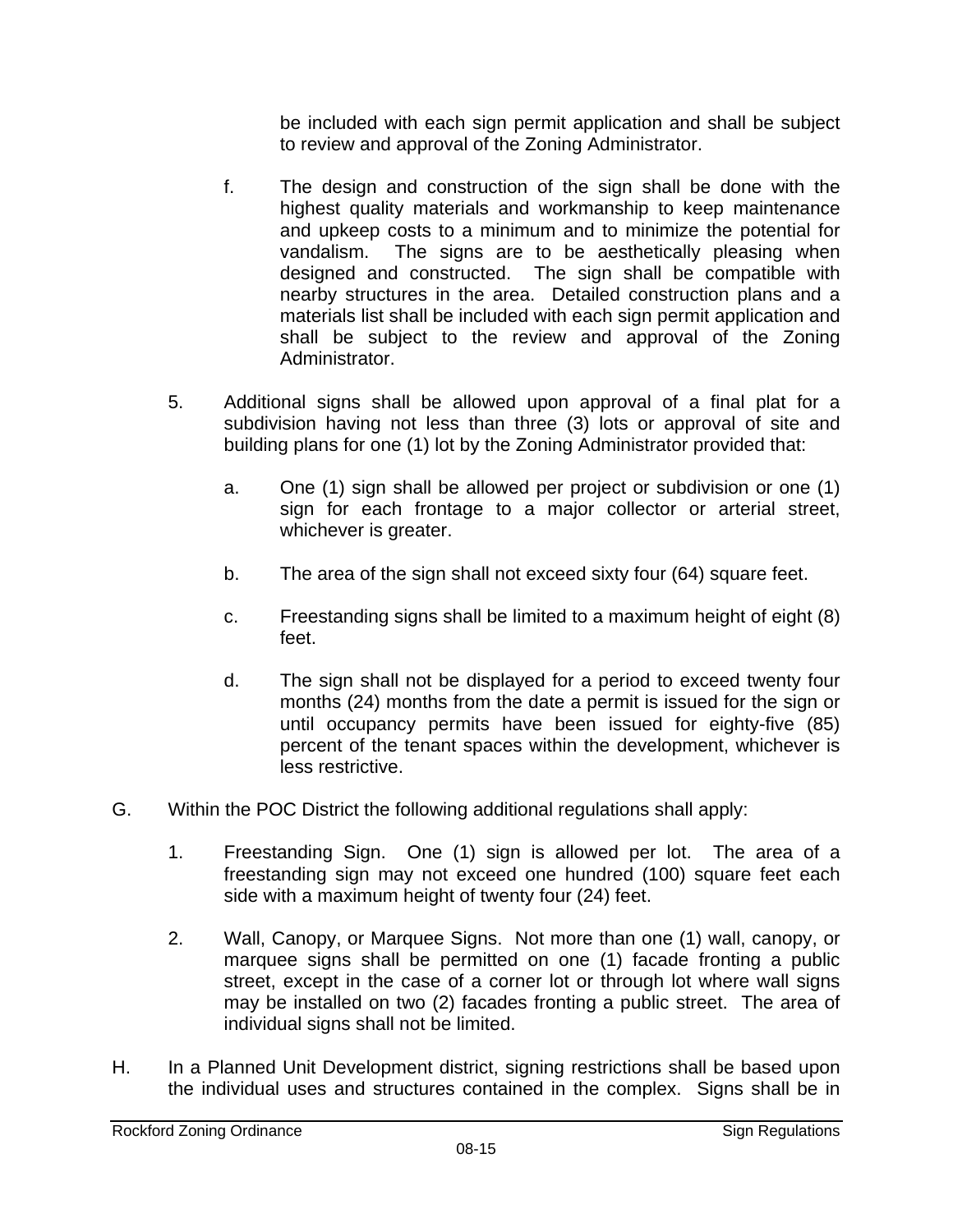be included with each sign permit application and shall be subject to review and approval of the Zoning Administrator.

f. The design and construction of the sign shall be done with the highest quality materials and workmanship to keep maintenance and upkeep costs to a minimum and to minimize the potential for vandalism. The signs are to be aesthetically pleasing when designed and constructed. The sign shall be compatible with nearby structures in the area. Detailed construction plans and a materials list shall be included with each sign permit application and shall be subject to the review and approval of the Zoning Administrator.

5. Additional signs shall be allowed upon approval of a final plat for a subdivision having not less than three (3) lots or approval of site and building plans for one (1) lot by the Zoning Administrator provided that:

   a. One (1) sign shall be allowed per project or subdivision or one (1) sign for each frontage to a major collector or arterial street, whichever is greater.

   b. The area of the sign shall not exceed sixty four (64) square feet.

   c. Freestanding signs shall be limited to a maximum height of eight (8) feet.

   d. The sign shall not be displayed for a period to exceed twenty four months (24) months from the date a permit is issued for the sign or until occupancy permits have been issued for eighty-five (85) percent of the tenant spaces within the development, whichever is less restrictive.

G. Within the POC District the following additional regulations shall apply:

   1. Freestanding Sign. One (1) sign is allowed per lot. The area of a freestanding sign may not exceed one hundred (100) square feet each side with a maximum height of twenty four (24) feet.

   2. Wall, Canopy, or Marquee Signs. Not more than one (1) wall, canopy, or marquee signs shall be permitted on one (1) facade fronting a public street, except in the case of a corner lot or through lot where wall signs may be installed on two (2) facades fronting a public street. The area of individual signs shall not be limited.

H. In a Planned Unit Development district, signing restrictions shall be based upon the individual uses and structures contained in the complex. Signs shall be in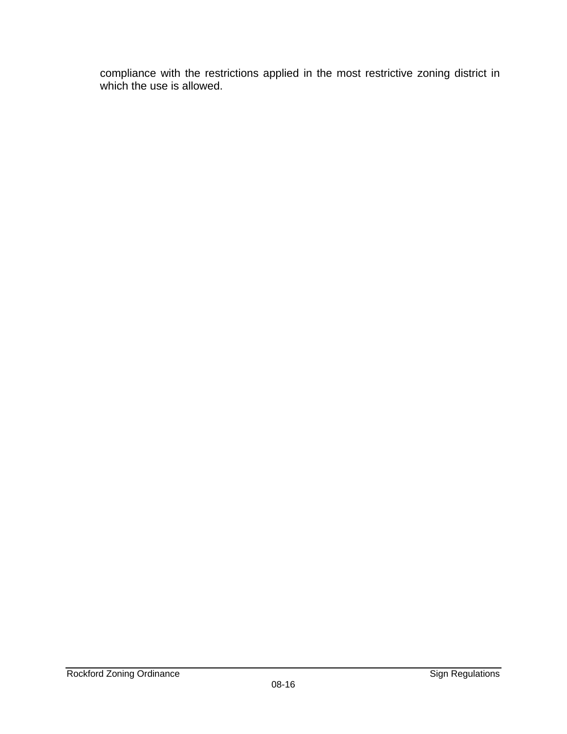compliance with the restrictions applied in the most restrictive zoning district in which the use is allowed.